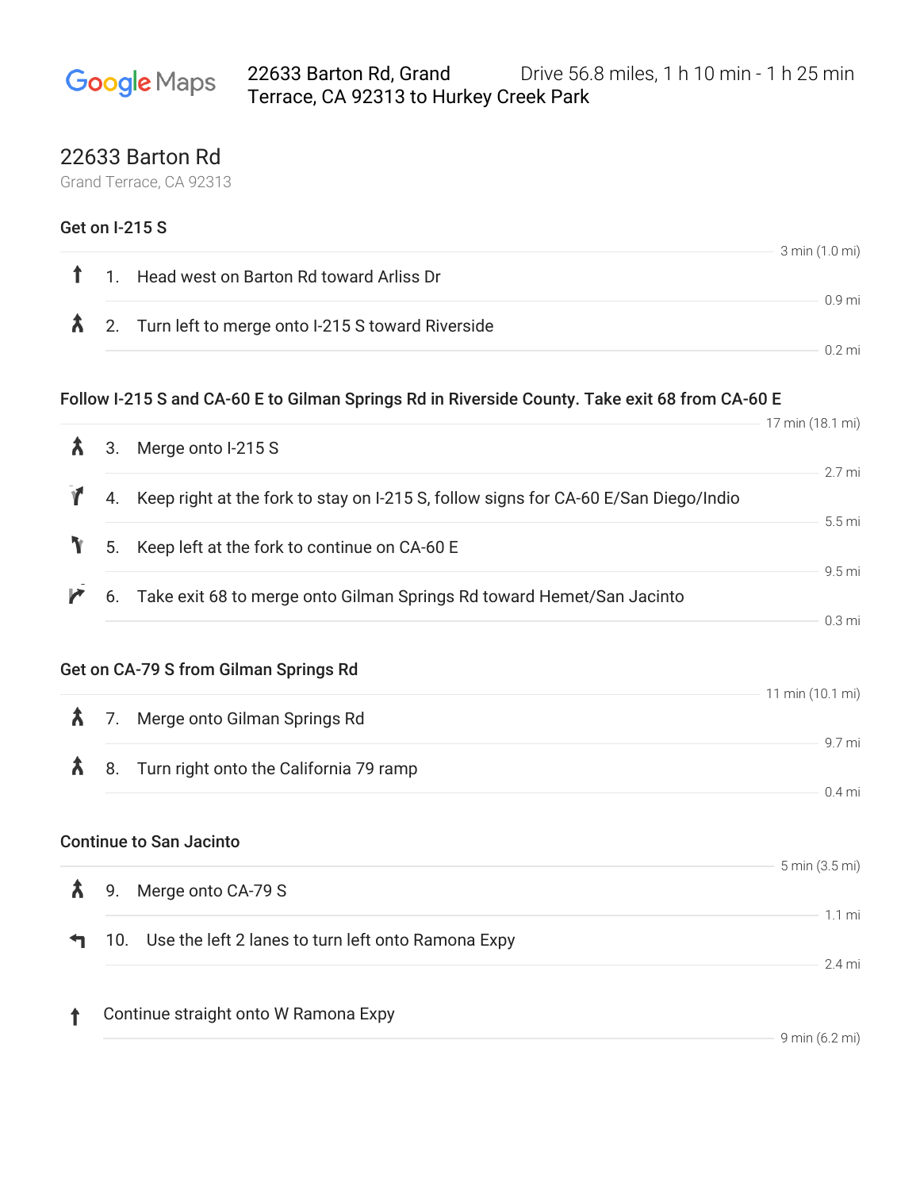Google Maps

22633 Barton Rd, Grand Terrace, CA 92313 to Hurkey Creek Park

Drive 56.8 miles, 1 h 10 min - 1 h 25 min

# 22633 Barton Rd

Grand Terrace, CA 92313

### Get on I-215 S

3 min (1.0 mi)

1. Head west on Barton Rd toward Arliss Dr

   0.9 mi

2. Turn left to merge onto I-215 S toward Riverside

   0.2 mi

### Follow I-215 S and CA-60 E to Gilman Springs Rd in Riverside County. Take exit 68 from CA-60 E

17 min (18.1 mi)

3. Merge onto I-215 S

   2.7 mi

4. Keep right at the fork to stay on I-215 S, follow signs for CA-60 E/San Diego/Indio

   5.5 mi

5. Keep left at the fork to continue on CA-60 E

   9.5 mi

6. Take exit 68 to merge onto Gilman Springs Rd toward Hemet/San Jacinto

   0.3 mi

### Get on CA-79 S from Gilman Springs Rd

11 min (10.1 mi)

7. Merge onto Gilman Springs Rd

   9.7 mi

8. Turn right onto the California 79 ramp

   0.4 mi

### Continue to San Jacinto

5 min (3.5 mi)

9. Merge onto CA-79 S

   1.1 mi

10. Use the left 2 lanes to turn left onto Ramona Expy

    2.4 mi

Continue straight onto W Ramona Expy

9 min (6.2 mi)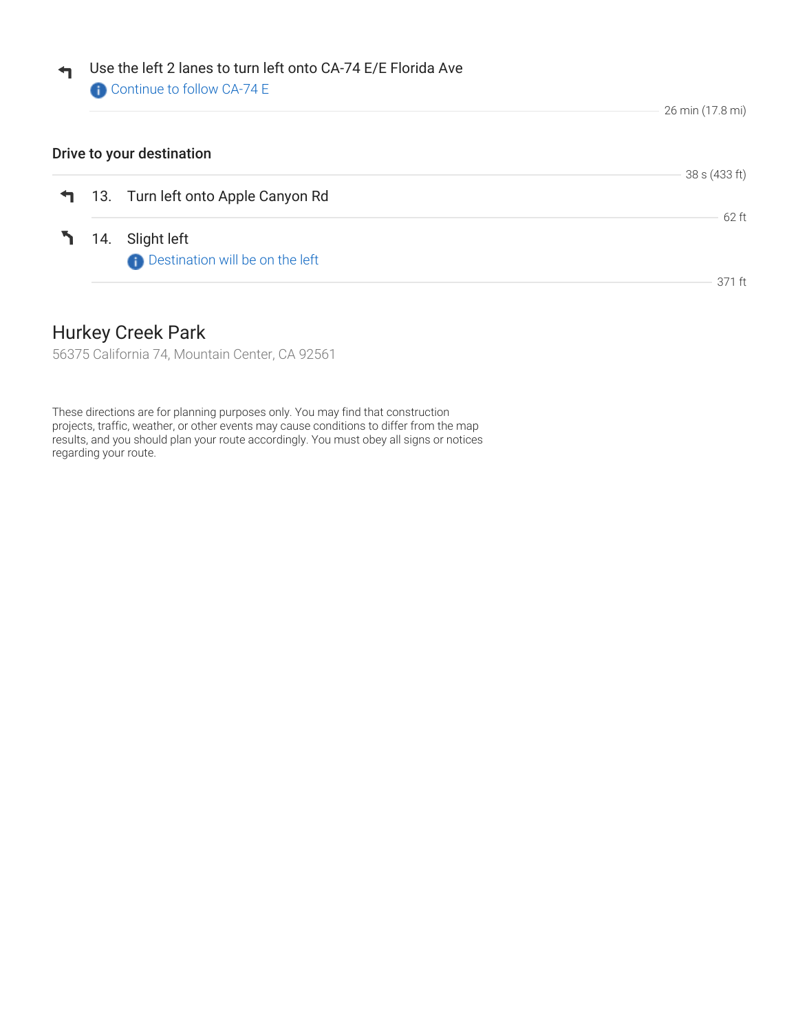Use the left 2 lanes to turn left onto CA-74 E/E Florida Ave

Continue to follow CA-74 E

26 min (17.8 mi)

## Drive to your destination

38 s (433 ft)

13. Turn left onto Apple Canyon Rd

62 ft

14. Slight left

Destination will be on the left

371 ft

## Hurkey Creek Park

56375 California 74, Mountain Center, CA 92561

These directions are for planning purposes only. You may find that construction projects, traffic, weather, or other events may cause conditions to differ from the map results, and you should plan your route accordingly. You must obey all signs or notices regarding your route.